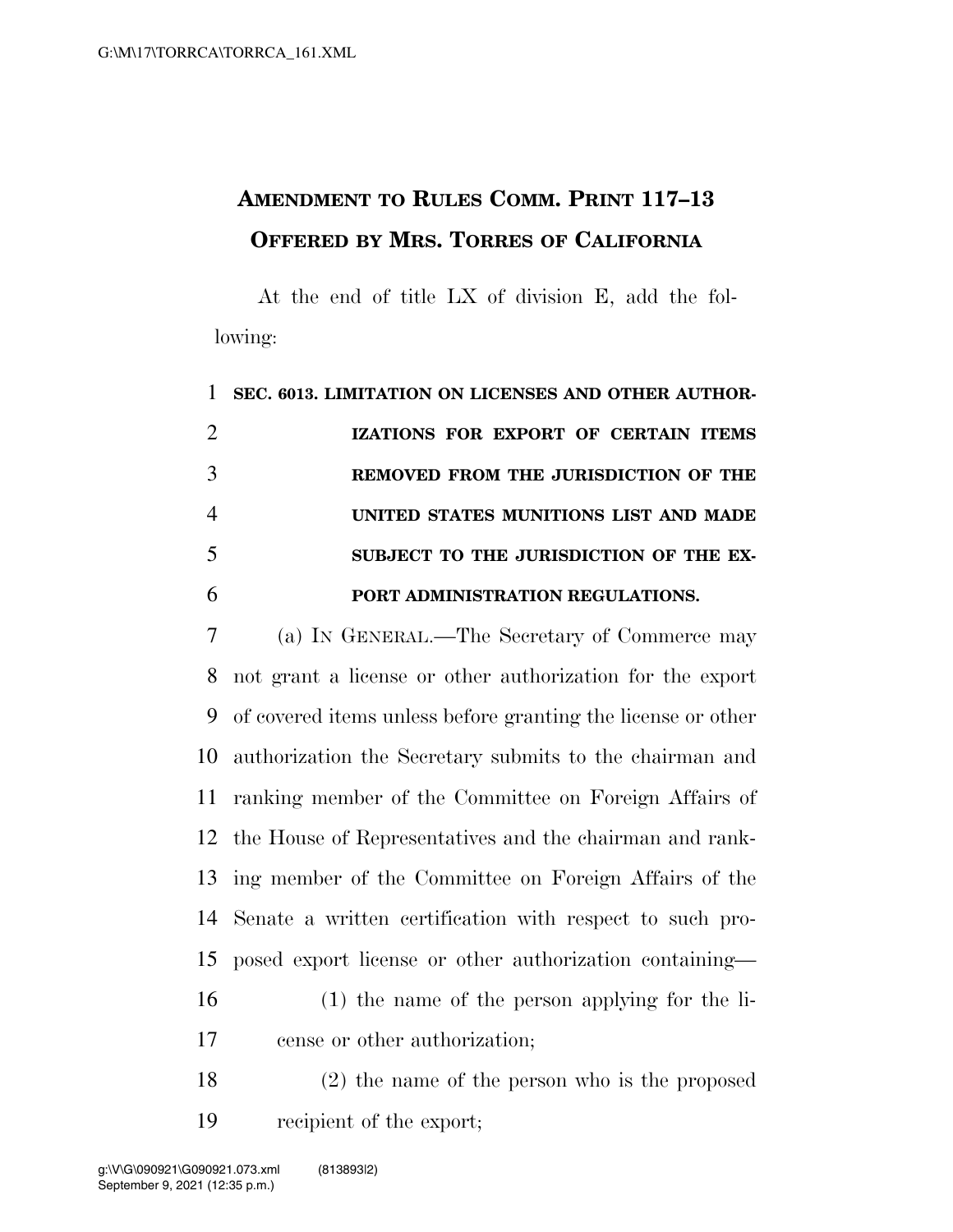# AMENDMENT TO RULES COMM. PRINT 117–13 OFFERED BY MRS. TORRES OF CALIFORNIA

At the end of title LX of division E, add the following:

**SEC. 6013. LIMITATION ON LICENSES AND OTHER AUTHORIZATIONS FOR EXPORT OF CERTAIN ITEMS REMOVED FROM THE JURISDICTION OF THE UNITED STATES MUNITIONS LIST AND MADE SUBJECT TO THE JURISDICTION OF THE EXPORT ADMINISTRATION REGULATIONS.**

(a) IN GENERAL.—The Secretary of Commerce may not grant a license or other authorization for the export of covered items unless before granting the license or other authorization the Secretary submits to the chairman and ranking member of the Committee on Foreign Affairs of the House of Representatives and the chairman and ranking member of the Committee on Foreign Affairs of the Senate a written certification with respect to such proposed export license or other authorization containing—

(1) the name of the person applying for the license or other authorization;

(2) the name of the person who is the proposed recipient of the export;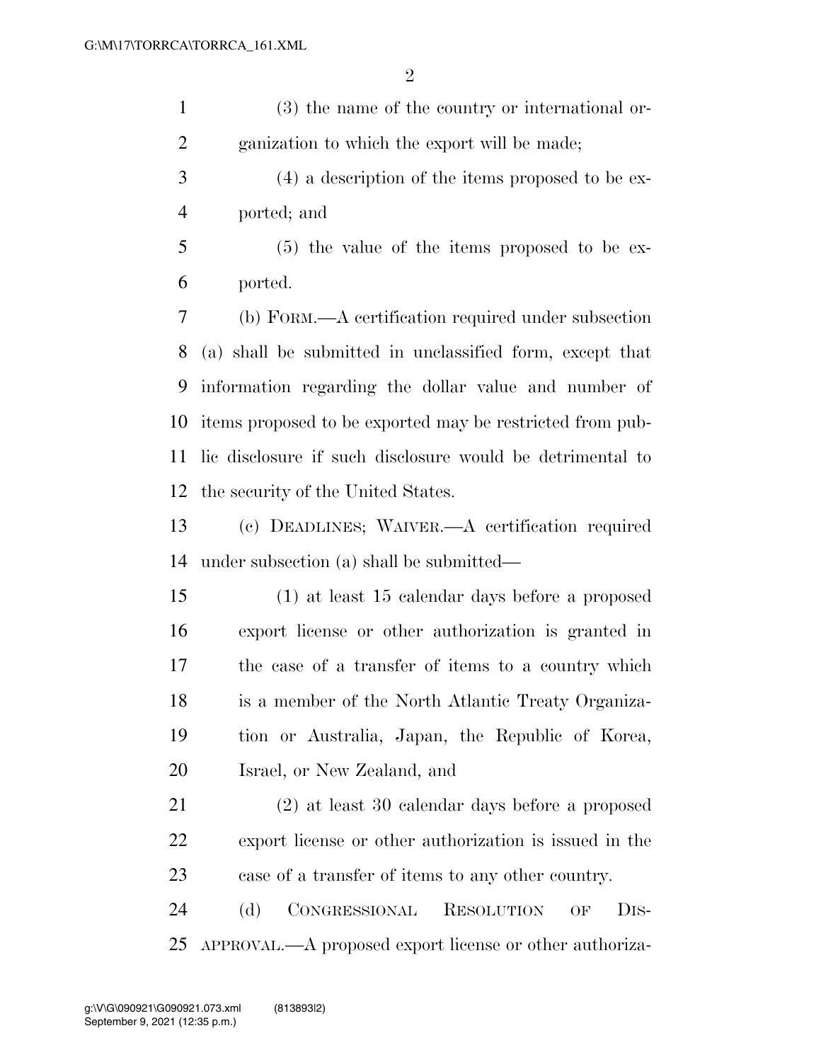(3) the name of the country or international organization to which the export will be made;

(4) a description of the items proposed to be exported; and

(5) the value of the items proposed to be exported.

(b) FORM.—A certification required under subsection (a) shall be submitted in unclassified form, except that information regarding the dollar value and number of items proposed to be exported may be restricted from public disclosure if such disclosure would be detrimental to the security of the United States.

(c) DEADLINES; WAIVER.—A certification required under subsection (a) shall be submitted—

(1) at least 15 calendar days before a proposed export license or other authorization is granted in the case of a transfer of items to a country which is a member of the North Atlantic Treaty Organization or Australia, Japan, the Republic of Korea, Israel, or New Zealand, and

(2) at least 30 calendar days before a proposed export license or other authorization is issued in the case of a transfer of items to any other country.

(d) CONGRESSIONAL RESOLUTION OF DISAPPROVAL.—A proposed export license or other authoriza-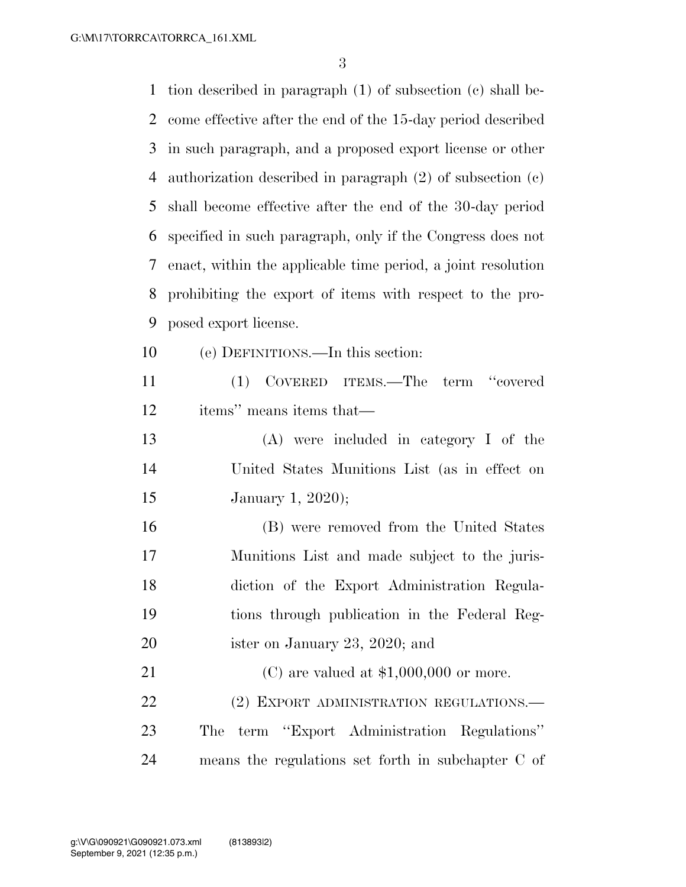tion described in paragraph (1) of subsection (c) shall become effective after the end of the 15-day period described in such paragraph, and a proposed export license or other authorization described in paragraph (2) of subsection (c) shall become effective after the end of the 30-day period specified in such paragraph, only if the Congress does not enact, within the applicable time period, a joint resolution prohibiting the export of items with respect to the proposed export license.

(e) DEFINITIONS.—In this section:

(1) COVERED ITEMS.—The term ''covered items'' means items that—

(A) were included in category I of the United States Munitions List (as in effect on January 1, 2020);

(B) were removed from the United States Munitions List and made subject to the jurisdiction of the Export Administration Regulations through publication in the Federal Register on January 23, 2020; and

(C) are valued at $1,000,000 or more.

(2) EXPORT ADMINISTRATION REGULATIONS.— The term ''Export Administration Regulations'' means the regulations set forth in subchapter C of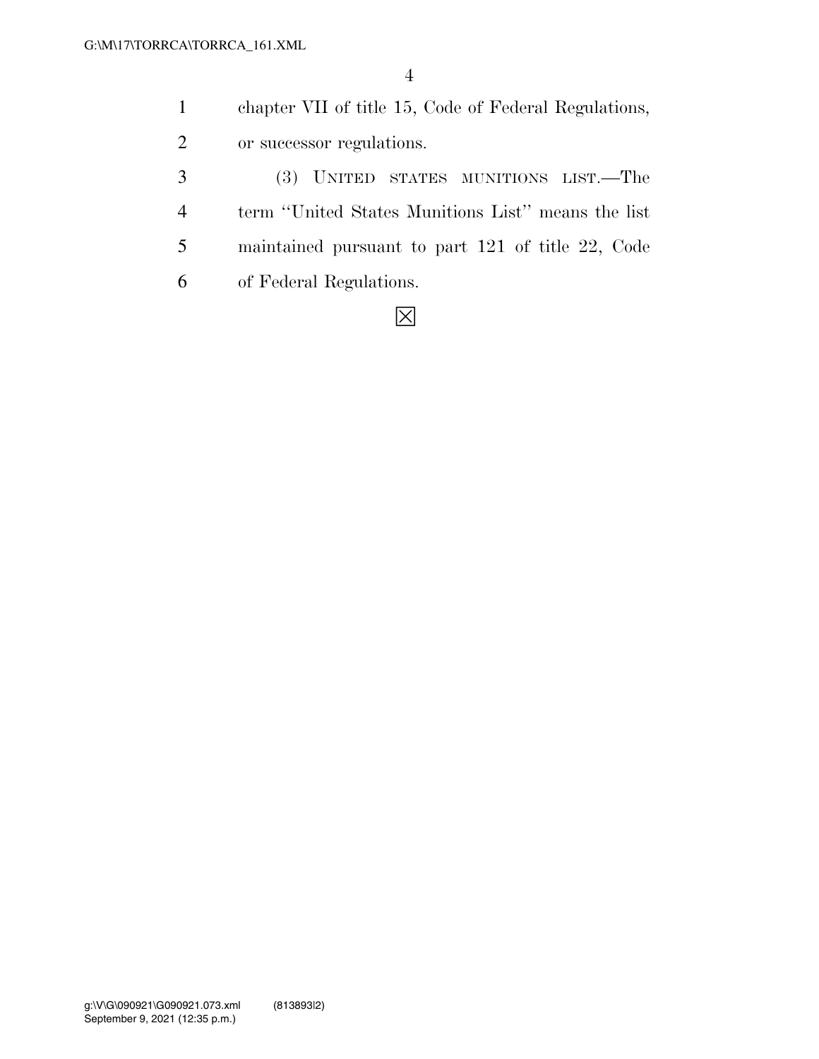chapter VII of title 15, Code of Federal Regulations, or successor regulations.

(3) UNITED STATES MUNITIONS LIST.—The term "United States Munitions List" means the list maintained pursuant to part 121 of title 22, Code of Federal Regulations.

☒